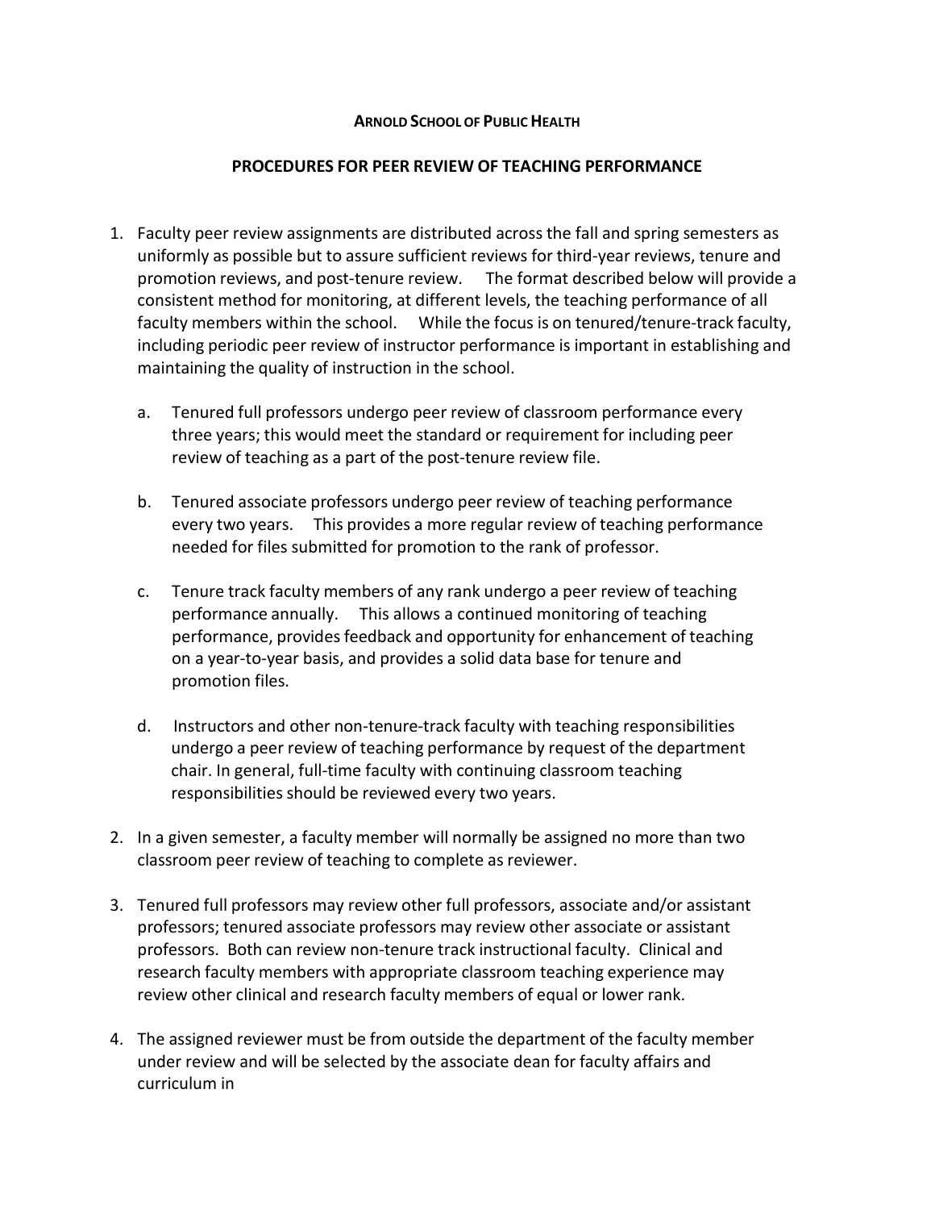**ARNOLD SCHOOL OF PUBLIC HEALTH**

**PROCEDURES FOR PEER REVIEW OF TEACHING PERFORMANCE**

1. Faculty peer review assignments are distributed across the fall and spring semesters as uniformly as possible but to assure sufficient reviews for third-year reviews, tenure and promotion reviews, and post-tenure review. The format described below will provide a consistent method for monitoring, at different levels, the teaching performance of all faculty members within the school. While the focus is on tenured/tenure-track faculty, including periodic peer review of instructor performance is important in establishing and maintaining the quality of instruction in the school.

   a. Tenured full professors undergo peer review of classroom performance every three years; this would meet the standard or requirement for including peer review of teaching as a part of the post-tenure review file.

   b. Tenured associate professors undergo peer review of teaching performance every two years. This provides a more regular review of teaching performance needed for files submitted for promotion to the rank of professor.

   c. Tenure track faculty members of any rank undergo a peer review of teaching performance annually. This allows a continued monitoring of teaching performance, provides feedback and opportunity for enhancement of teaching on a year-to-year basis, and provides a solid data base for tenure and promotion files.

   d. Instructors and other non-tenure-track faculty with teaching responsibilities undergo a peer review of teaching performance by request of the department chair. In general, full-time faculty with continuing classroom teaching responsibilities should be reviewed every two years.

2. In a given semester, a faculty member will normally be assigned no more than two classroom peer review of teaching to complete as reviewer.

3. Tenured full professors may review other full professors, associate and/or assistant professors; tenured associate professors may review other associate or assistant professors. Both can review non-tenure track instructional faculty. Clinical and research faculty members with appropriate classroom teaching experience may review other clinical and research faculty members of equal or lower rank.

4. The assigned reviewer must be from outside the department of the faculty member under review and will be selected by the associate dean for faculty affairs and curriculum in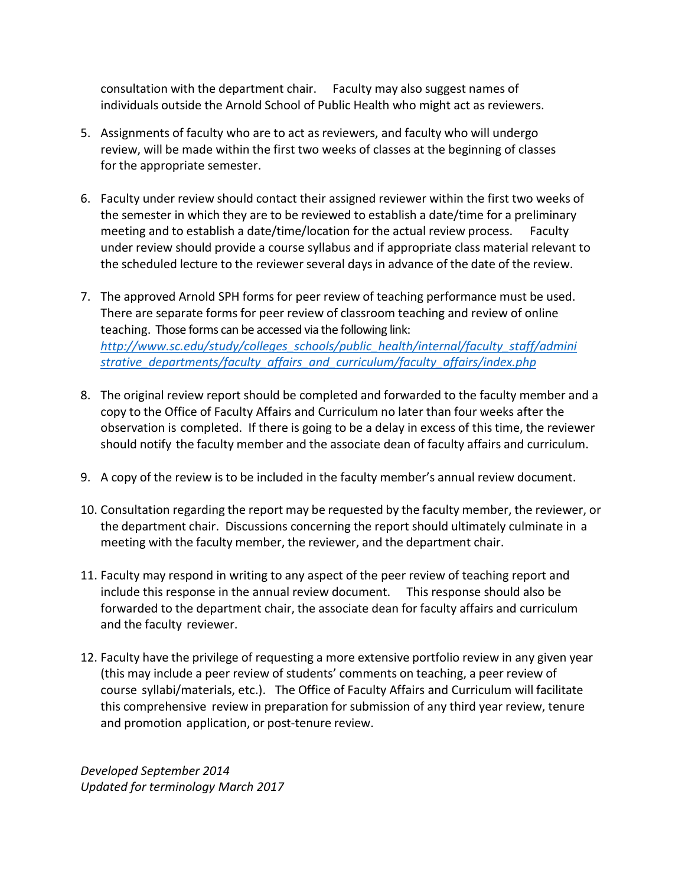consultation with the department chair. Faculty may also suggest names of individuals outside the Arnold School of Public Health who might act as reviewers.

5. Assignments of faculty who are to act as reviewers, and faculty who will undergo review, will be made within the first two weeks of classes at the beginning of classes for the appropriate semester.

6. Faculty under review should contact their assigned reviewer within the first two weeks of the semester in which they are to be reviewed to establish a date/time for a preliminary meeting and to establish a date/time/location for the actual review process. Faculty under review should provide a course syllabus and if appropriate class material relevant to the scheduled lecture to the reviewer several days in advance of the date of the review.

7. The approved Arnold SPH forms for peer review of teaching performance must be used. There are separate forms for peer review of classroom teaching and review of online teaching. Those forms can be accessed via the following link: *http://www.sc.edu/study/colleges_schools/public_health/internal/faculty_staff/administrative_departments/faculty_affairs_and_curriculum/faculty_affairs/index.php*

8. The original review report should be completed and forwarded to the faculty member and a copy to the Office of Faculty Affairs and Curriculum no later than four weeks after the observation is completed. If there is going to be a delay in excess of this time, the reviewer should notify the faculty member and the associate dean of faculty affairs and curriculum.

9. A copy of the review is to be included in the faculty member's annual review document.

10. Consultation regarding the report may be requested by the faculty member, the reviewer, or the department chair. Discussions concerning the report should ultimately culminate in a meeting with the faculty member, the reviewer, and the department chair.

11. Faculty may respond in writing to any aspect of the peer review of teaching report and include this response in the annual review document. This response should also be forwarded to the department chair, the associate dean for faculty affairs and curriculum and the faculty reviewer.

12. Faculty have the privilege of requesting a more extensive portfolio review in any given year (this may include a peer review of students' comments on teaching, a peer review of course syllabi/materials, etc.). The Office of Faculty Affairs and Curriculum will facilitate this comprehensive review in preparation for submission of any third year review, tenure and promotion application, or post-tenure review.

*Developed September 2014*
*Updated for terminology March 2017*